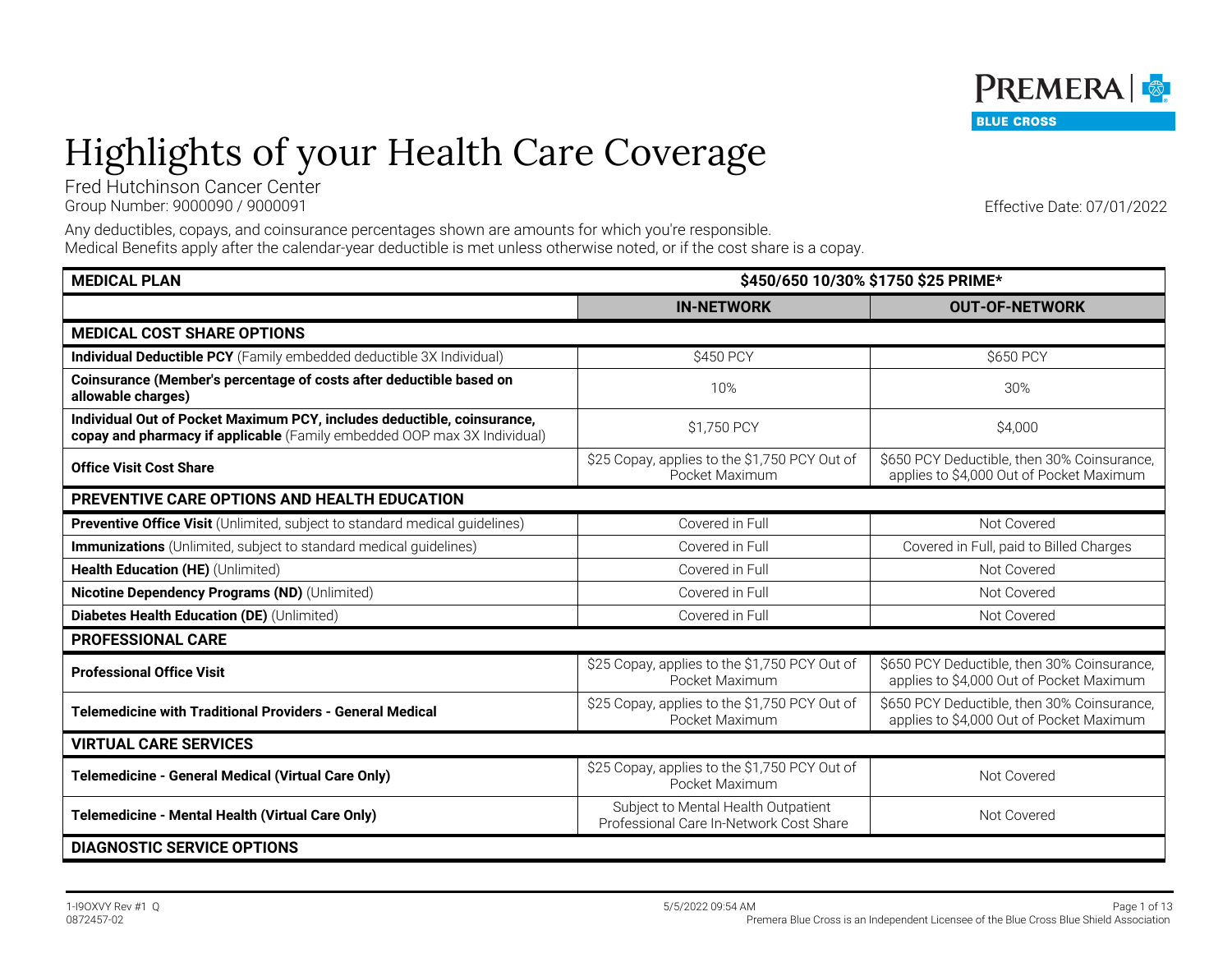# Highlights of your Health Care Coverage

Fred Hutchinson Cancer Center
Group Number: 9000090 / 9000091

Effective Date: 07/01/2022

Any deductibles, copays, and coinsurance percentages shown are amounts for which you're responsible.
Medical Benefits apply after the calendar-year deductible is met unless otherwise noted, or if the cost share is a copay.

| **MEDICAL PLAN** | **$450/650 10/30% $1750 $25 PRIME*** | |
|---|---|---|
| | **IN-NETWORK** | **OUT-OF-NETWORK** |
| **MEDICAL COST SHARE OPTIONS** | | |
| **Individual Deductible PCY** (Family embedded deductible 3X Individual) | $450 PCY | $650 PCY |
| **Coinsurance (Member's percentage of costs after deductible based on allowable charges)** | 10% | 30% |
| **Individual Out of Pocket Maximum PCY, includes deductible, coinsurance, copay and pharmacy if applicable** (Family embedded OOP max 3X Individual) | $1,750 PCY | $4,000 |
| **Office Visit Cost Share** | $25 Copay, applies to the $1,750 PCY Out of Pocket Maximum | $650 PCY Deductible, then 30% Coinsurance, applies to $4,000 Out of Pocket Maximum |
| **PREVENTIVE CARE OPTIONS AND HEALTH EDUCATION** | | |
| **Preventive Office Visit** (Unlimited, subject to standard medical guidelines) | Covered in Full | Not Covered |
| **Immunizations** (Unlimited, subject to standard medical guidelines) | Covered in Full | Covered in Full, paid to Billed Charges |
| **Health Education (HE)** (Unlimited) | Covered in Full | Not Covered |
| **Nicotine Dependency Programs (ND)** (Unlimited) | Covered in Full | Not Covered |
| **Diabetes Health Education (DE)** (Unlimited) | Covered in Full | Not Covered |
| **PROFESSIONAL CARE** | | |
| **Professional Office Visit** | $25 Copay, applies to the $1,750 PCY Out of Pocket Maximum | $650 PCY Deductible, then 30% Coinsurance, applies to $4,000 Out of Pocket Maximum |
| **Telemedicine with Traditional Providers - General Medical** | $25 Copay, applies to the $1,750 PCY Out of Pocket Maximum | $650 PCY Deductible, then 30% Coinsurance, applies to $4,000 Out of Pocket Maximum |
| **VIRTUAL CARE SERVICES** | | |
| **Telemedicine - General Medical (Virtual Care Only)** | $25 Copay, applies to the $1,750 PCY Out of Pocket Maximum | Not Covered |
| **Telemedicine - Mental Health (Virtual Care Only)** | Subject to Mental Health Outpatient Professional Care In-Network Cost Share | Not Covered |
| **DIAGNOSTIC SERVICE OPTIONS** | | |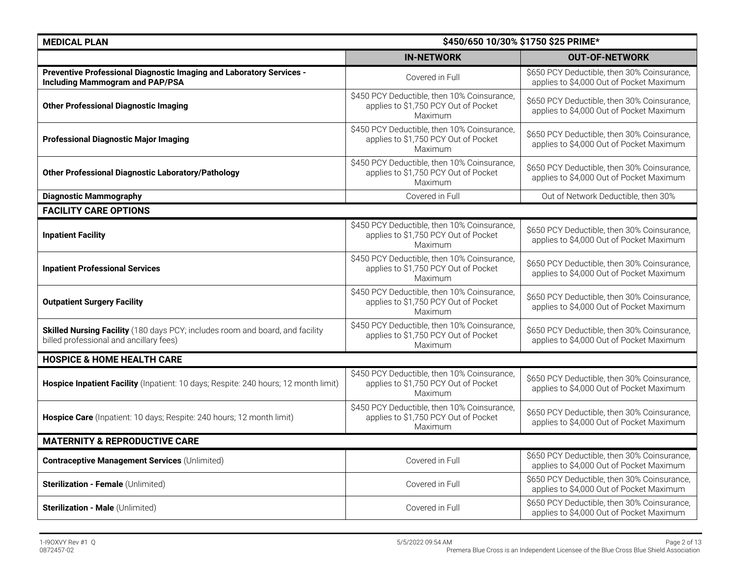| MEDICAL PLAN | $450/650 10/30% $1750 $25 PRIME* | |
|---|---|---|
| | **IN-NETWORK** | **OUT-OF-NETWORK** |
| **Preventive Professional Diagnostic Imaging and Laboratory Services - Including Mammogram and PAP/PSA** | Covered in Full | $650 PCY Deductible, then 30% Coinsurance, applies to $4,000 Out of Pocket Maximum |
| **Other Professional Diagnostic Imaging** | $450 PCY Deductible, then 10% Coinsurance, applies to $1,750 PCY Out of Pocket Maximum | $650 PCY Deductible, then 30% Coinsurance, applies to $4,000 Out of Pocket Maximum |
| **Professional Diagnostic Major Imaging** | $450 PCY Deductible, then 10% Coinsurance, applies to $1,750 PCY Out of Pocket Maximum | $650 PCY Deductible, then 30% Coinsurance, applies to $4,000 Out of Pocket Maximum |
| **Other Professional Diagnostic Laboratory/Pathology** | $450 PCY Deductible, then 10% Coinsurance, applies to $1,750 PCY Out of Pocket Maximum | $650 PCY Deductible, then 30% Coinsurance, applies to $4,000 Out of Pocket Maximum |
| **Diagnostic Mammography** | Covered in Full | Out of Network Deductible, then 30% |
| **FACILITY CARE OPTIONS** | | |
| **Inpatient Facility** | $450 PCY Deductible, then 10% Coinsurance, applies to $1,750 PCY Out of Pocket Maximum | $650 PCY Deductible, then 30% Coinsurance, applies to $4,000 Out of Pocket Maximum |
| **Inpatient Professional Services** | $450 PCY Deductible, then 10% Coinsurance, applies to $1,750 PCY Out of Pocket Maximum | $650 PCY Deductible, then 30% Coinsurance, applies to $4,000 Out of Pocket Maximum |
| **Outpatient Surgery Facility** | $450 PCY Deductible, then 10% Coinsurance, applies to $1,750 PCY Out of Pocket Maximum | $650 PCY Deductible, then 30% Coinsurance, applies to $4,000 Out of Pocket Maximum |
| **Skilled Nursing Facility** (180 days PCY; includes room and board, and facility billed professional and ancillary fees) | $450 PCY Deductible, then 10% Coinsurance, applies to $1,750 PCY Out of Pocket Maximum | $650 PCY Deductible, then 30% Coinsurance, applies to $4,000 Out of Pocket Maximum |
| **HOSPICE & HOME HEALTH CARE** | | |
| **Hospice Inpatient Facility** (Inpatient: 10 days; Respite: 240 hours; 12 month limit) | $450 PCY Deductible, then 10% Coinsurance, applies to $1,750 PCY Out of Pocket Maximum | $650 PCY Deductible, then 30% Coinsurance, applies to $4,000 Out of Pocket Maximum |
| **Hospice Care** (Inpatient: 10 days; Respite: 240 hours; 12 month limit) | $450 PCY Deductible, then 10% Coinsurance, applies to $1,750 PCY Out of Pocket Maximum | $650 PCY Deductible, then 30% Coinsurance, applies to $4,000 Out of Pocket Maximum |
| **MATERNITY & REPRODUCTIVE CARE** | | |
| **Contraceptive Management Services** (Unlimited) | Covered in Full | $650 PCY Deductible, then 30% Coinsurance, applies to $4,000 Out of Pocket Maximum |
| **Sterilization - Female** (Unlimited) | Covered in Full | $650 PCY Deductible, then 30% Coinsurance, applies to $4,000 Out of Pocket Maximum |
| **Sterilization - Male** (Unlimited) | Covered in Full | $650 PCY Deductible, then 30% Coinsurance, applies to $4,000 Out of Pocket Maximum |

1-I9OXVY Rev #1 Q
0872457-02
5/5/2022 09:54 AM
Premera Blue Cross is an Independent Licensee of the Blue Cross Blue Shield Association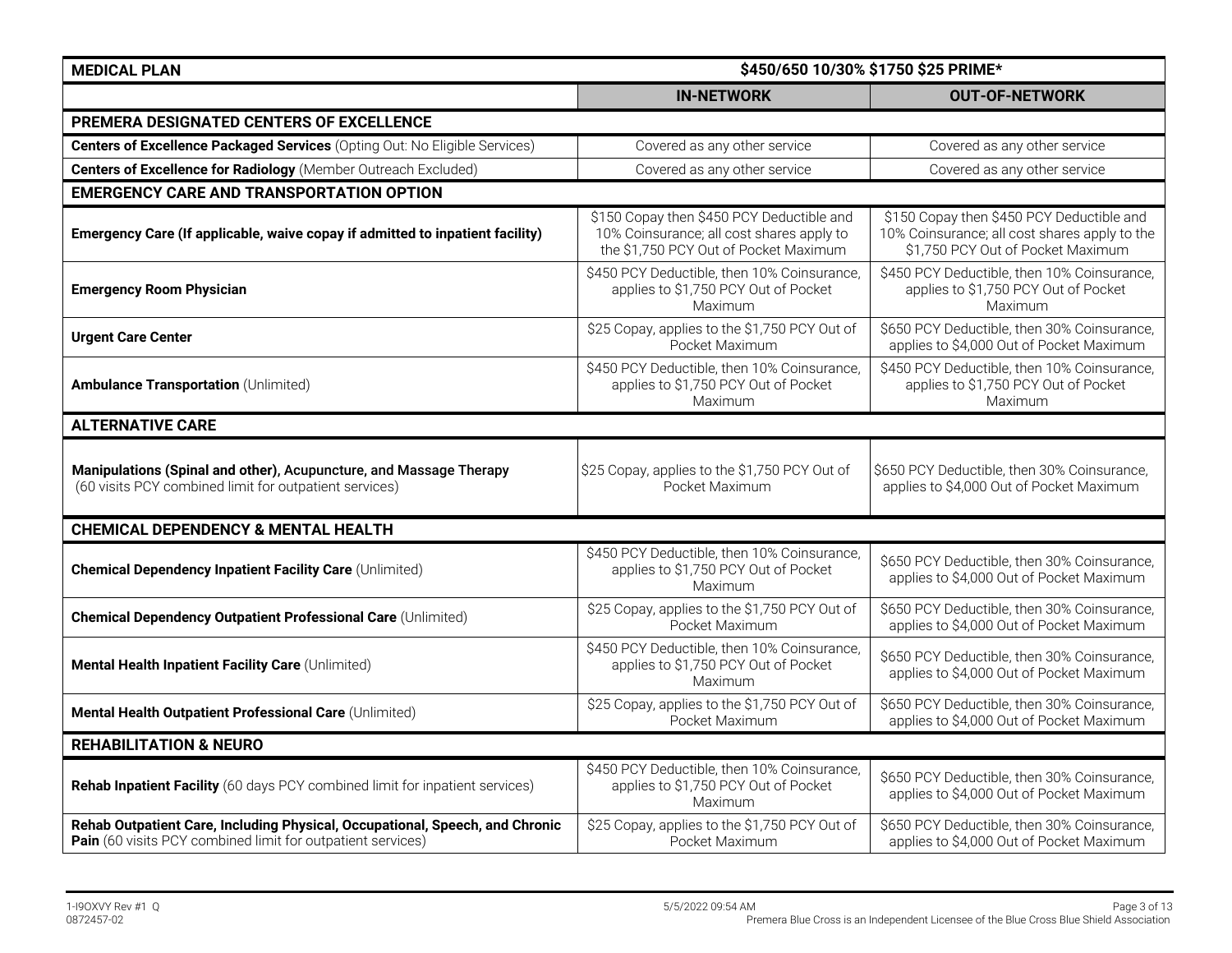| MEDICAL PLAN | \$450/650 10/30% \$1750 \$25 PRIME* | |
|---|---|---|
| | **IN-NETWORK** | **OUT-OF-NETWORK** |
| **PREMERA DESIGNATED CENTERS OF EXCELLENCE** | | |
| **Centers of Excellence Packaged Services** (Opting Out: No Eligible Services) | Covered as any other service | Covered as any other service |
| **Centers of Excellence for Radiology** (Member Outreach Excluded) | Covered as any other service | Covered as any other service |
| **EMERGENCY CARE AND TRANSPORTATION OPTION** | | |
| **Emergency Care (If applicable, waive copay if admitted to inpatient facility)** | \$150 Copay then \$450 PCY Deductible and 10% Coinsurance; all cost shares apply to the \$1,750 PCY Out of Pocket Maximum | \$150 Copay then \$450 PCY Deductible and 10% Coinsurance; all cost shares apply to the \$1,750 PCY Out of Pocket Maximum |
| **Emergency Room Physician** | \$450 PCY Deductible, then 10% Coinsurance, applies to \$1,750 PCY Out of Pocket Maximum | \$450 PCY Deductible, then 10% Coinsurance, applies to \$1,750 PCY Out of Pocket Maximum |
| **Urgent Care Center** | \$25 Copay, applies to the \$1,750 PCY Out of Pocket Maximum | \$650 PCY Deductible, then 30% Coinsurance, applies to \$4,000 Out of Pocket Maximum |
| **Ambulance Transportation** (Unlimited) | \$450 PCY Deductible, then 10% Coinsurance, applies to \$1,750 PCY Out of Pocket Maximum | \$450 PCY Deductible, then 10% Coinsurance, applies to \$1,750 PCY Out of Pocket Maximum |
| **ALTERNATIVE CARE** | | |
| **Manipulations (Spinal and other), Acupuncture, and Massage Therapy** (60 visits PCY combined limit for outpatient services) | \$25 Copay, applies to the \$1,750 PCY Out of Pocket Maximum | \$650 PCY Deductible, then 30% Coinsurance, applies to \$4,000 Out of Pocket Maximum |
| **CHEMICAL DEPENDENCY & MENTAL HEALTH** | | |
| **Chemical Dependency Inpatient Facility Care** (Unlimited) | \$450 PCY Deductible, then 10% Coinsurance, applies to \$1,750 PCY Out of Pocket Maximum | \$650 PCY Deductible, then 30% Coinsurance, applies to \$4,000 Out of Pocket Maximum |
| **Chemical Dependency Outpatient Professional Care** (Unlimited) | \$25 Copay, applies to the \$1,750 PCY Out of Pocket Maximum | \$650 PCY Deductible, then 30% Coinsurance, applies to \$4,000 Out of Pocket Maximum |
| **Mental Health Inpatient Facility Care** (Unlimited) | \$450 PCY Deductible, then 10% Coinsurance, applies to \$1,750 PCY Out of Pocket Maximum | \$650 PCY Deductible, then 30% Coinsurance, applies to \$4,000 Out of Pocket Maximum |
| **Mental Health Outpatient Professional Care** (Unlimited) | \$25 Copay, applies to the \$1,750 PCY Out of Pocket Maximum | \$650 PCY Deductible, then 30% Coinsurance, applies to \$4,000 Out of Pocket Maximum |
| **REHABILITATION & NEURO** | | |
| **Rehab Inpatient Facility** (60 days PCY combined limit for inpatient services) | \$450 PCY Deductible, then 10% Coinsurance, applies to \$1,750 PCY Out of Pocket Maximum | \$650 PCY Deductible, then 30% Coinsurance, applies to \$4,000 Out of Pocket Maximum |
| **Rehab Outpatient Care, Including Physical, Occupational, Speech, and Chronic Pain** (60 visits PCY combined limit for outpatient services) | \$25 Copay, applies to the \$1,750 PCY Out of Pocket Maximum | \$650 PCY Deductible, then 30% Coinsurance, applies to \$4,000 Out of Pocket Maximum |

1-I9OXVY Rev #1 Q
0872457-02

5/5/2022 09:54 AM

Premera Blue Cross is an Independent Licensee of the Blue Cross Blue Shield Association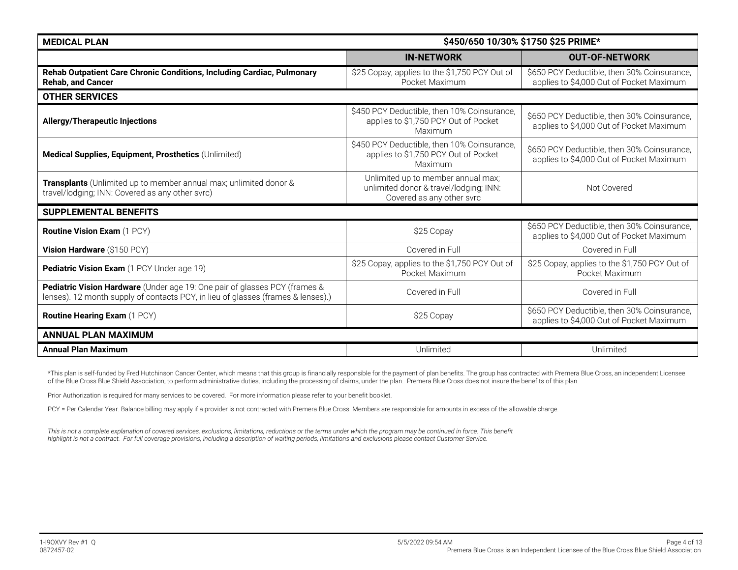| MEDICAL PLAN | $450/650 10/30% $1750 $25 PRIME* | |
|---|---|---|
| | **IN-NETWORK** | **OUT-OF-NETWORK** |
| **Rehab Outpatient Care Chronic Conditions, Including Cardiac, Pulmonary Rehab, and Cancer** | $25 Copay, applies to the $1,750 PCY Out of Pocket Maximum | $650 PCY Deductible, then 30% Coinsurance, applies to $4,000 Out of Pocket Maximum |
| **OTHER SERVICES** | | |
| **Allergy/Therapeutic Injections** | $450 PCY Deductible, then 10% Coinsurance, applies to $1,750 PCY Out of Pocket Maximum | $650 PCY Deductible, then 30% Coinsurance, applies to $4,000 Out of Pocket Maximum |
| **Medical Supplies, Equipment, Prosthetics** (Unlimited) | $450 PCY Deductible, then 10% Coinsurance, applies to $1,750 PCY Out of Pocket Maximum | $650 PCY Deductible, then 30% Coinsurance, applies to $4,000 Out of Pocket Maximum |
| **Transplants** (Unlimited up to member annual max; unlimited donor & travel/lodging; INN: Covered as any other svrc) | Unlimited up to member annual max; unlimited donor & travel/lodging; INN: Covered as any other svrc | Not Covered |
| **SUPPLEMENTAL BENEFITS** | | |
| **Routine Vision Exam** (1 PCY) | $25 Copay | $650 PCY Deductible, then 30% Coinsurance, applies to $4,000 Out of Pocket Maximum |
| **Vision Hardware** ($150 PCY) | Covered in Full | Covered in Full |
| **Pediatric Vision Exam** (1 PCY Under age 19) | $25 Copay, applies to the $1,750 PCY Out of Pocket Maximum | $25 Copay, applies to the $1,750 PCY Out of Pocket Maximum |
| **Pediatric Vision Hardware** (Under age 19: One pair of glasses PCY (frames & lenses). 12 month supply of contacts PCY, in lieu of glasses (frames & lenses).) | Covered in Full | Covered in Full |
| **Routine Hearing Exam** (1 PCY) | $25 Copay | $650 PCY Deductible, then 30% Coinsurance, applies to $4,000 Out of Pocket Maximum |
| **ANNUAL PLAN MAXIMUM** | | |
| **Annual Plan Maximum** | Unlimited | Unlimited |

*This plan is self-funded by Fred Hutchinson Cancer Center, which means that this group is financially responsible for the payment of plan benefits. The group has contracted with Premera Blue Cross, an independent Licensee of the Blue Cross Blue Shield Association, to perform administrative duties, including the processing of claims, under the plan. Premera Blue Cross does not insure the benefits of this plan.

Prior Authorization is required for many services to be covered. For more information please refer to your benefit booklet.

PCY = Per Calendar Year. Balance billing may apply if a provider is not contracted with Premera Blue Cross. Members are responsible for amounts in excess of the allowable charge.

*This is not a complete explanation of covered services, exclusions, limitations, reductions or the terms under which the program may be continued in force. This benefit highlight is not a contract. For full coverage provisions, including a description of waiting periods, limitations and exclusions please contact Customer Service.*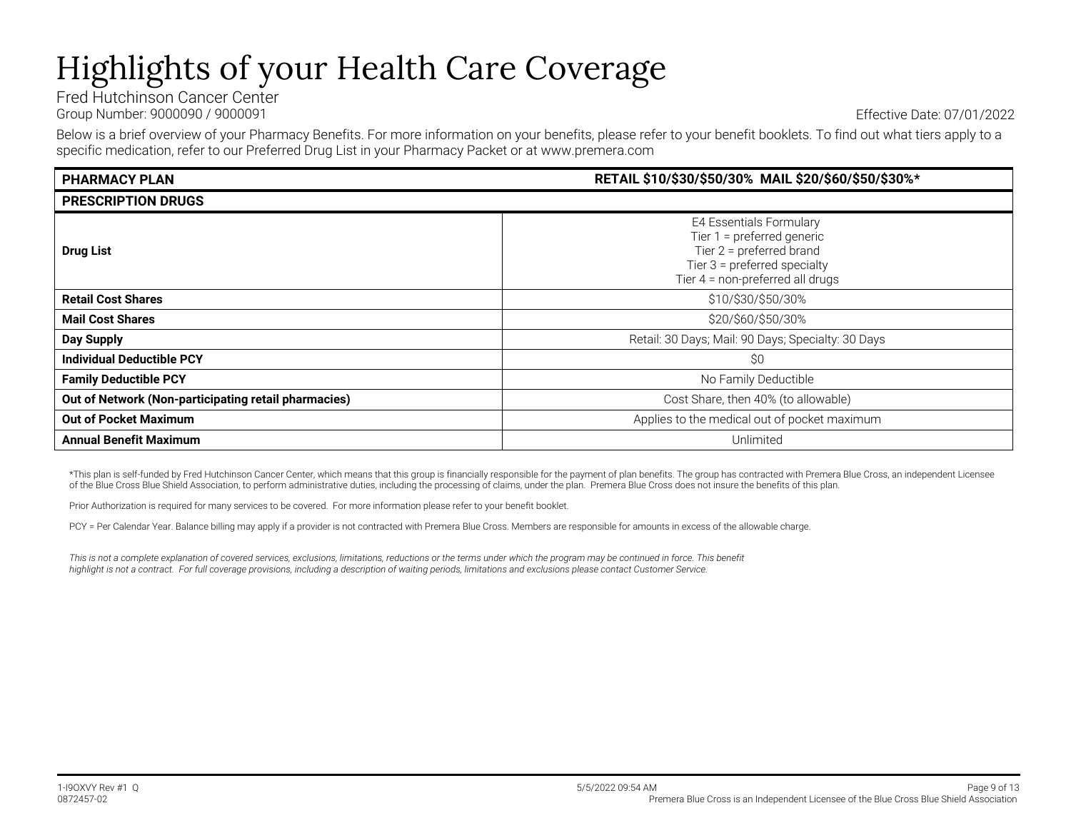# Highlights of your Health Care Coverage

Fred Hutchinson Cancer Center
Group Number: 9000090 / 9000091

Effective Date: 07/01/2022

Below is a brief overview of your Pharmacy Benefits. For more information on your benefits, please refer to your benefit booklets. To find out what tiers apply to a specific medication, refer to our Preferred Drug List in your Pharmacy Packet or at www.premera.com

| PHARMACY PLAN | RETAIL $10/$30/$50/30%  MAIL $20/$60/$50/$30%* |
|---|---|
| **PRESCRIPTION DRUGS** | |
| **Drug List** | E4 Essentials Formulary<br>Tier 1 = preferred generic<br>Tier 2 = preferred brand<br>Tier 3 = preferred specialty<br>Tier 4 = non-preferred all drugs |
| **Retail Cost Shares** | $10/$30/$50/30% |
| **Mail Cost Shares** | $20/$60/$50/30% |
| **Day Supply** | Retail: 30 Days; Mail: 90 Days; Specialty: 30 Days |
| **Individual Deductible PCY** | $0 |
| **Family Deductible PCY** | No Family Deductible |
| **Out of Network (Non-participating retail pharmacies)** | Cost Share, then 40% (to allowable) |
| **Out of Pocket Maximum** | Applies to the medical out of pocket maximum |
| **Annual Benefit Maximum** | Unlimited |

*This plan is self-funded by Fred Hutchinson Cancer Center, which means that this group is financially responsible for the payment of plan benefits. The group has contracted with Premera Blue Cross, an independent Licensee of the Blue Cross Blue Shield Association, to perform administrative duties, including the processing of claims, under the plan. Premera Blue Cross does not insure the benefits of this plan.

Prior Authorization is required for many services to be covered. For more information please refer to your benefit booklet.

PCY = Per Calendar Year. Balance billing may apply if a provider is not contracted with Premera Blue Cross. Members are responsible for amounts in excess of the allowable charge.

*This is not a complete explanation of covered services, exclusions, limitations, reductions or the terms under which the program may be continued in force. This benefit highlight is not a contract. For full coverage provisions, including a description of waiting periods, limitations and exclusions please contact Customer Service.*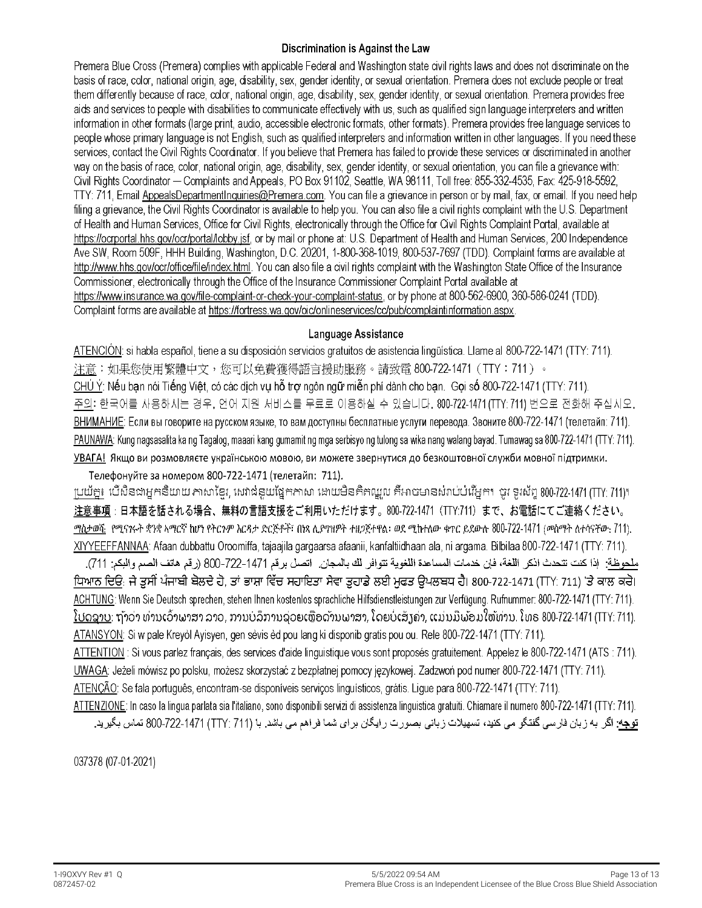### Discrimination is Against the Law

Premera Blue Cross (Premera) complies with applicable Federal and Washington state civil rights laws and does not discriminate on the basis of race, color, national origin, age, disability, sex, gender identity, or sexual orientation. Premera does not exclude people or treat them differently because of race, color, national origin, age, disability, sex, gender identity, or sexual orientation. Premera provides free aids and services to people with disabilities to communicate effectively with us, such as qualified sign language interpreters and written information in other formats (large print, audio, accessible electronic formats, other formats). Premera provides free language services to people whose primary language is not English, such as qualified interpreters and information written in other languages. If you need these services, contact the Civil Rights Coordinator. If you believe that Premera has failed to provide these services or discriminated in another way on the basis of race, color, national origin, age, disability, sex, gender identity, or sexual orientation, you can file a grievance with: Civil Rights Coordinator ─ Complaints and Appeals, PO Box 91102, Seattle, WA 98111, Toll free: 855-332-4535, Fax: 425-918-5592, TTY: 711, Email AppealsDepartmentInquiries@Premera.com. You can file a grievance in person or by mail, fax, or email. If you need help filing a grievance, the Civil Rights Coordinator is available to help you. You can also file a civil rights complaint with the U.S. Department of Health and Human Services, Office for Civil Rights, electronically through the Office for Civil Rights Complaint Portal, available at https://ocrportal.hhs.gov/ocr/portal/lobby.jsf, or by mail or phone at: U.S. Department of Health and Human Services, 200 Independence Ave SW, Room 509F, HHH Building, Washington, D.C. 20201, 1-800-368-1019, 800-537-7697 (TDD). Complaint forms are available at http://www.hhs.gov/ocr/office/file/index.html. You can also file a civil rights complaint with the Washington State Office of the Insurance Commissioner, electronically through the Office of the Insurance Commissioner Complaint Portal available at https://www.insurance.wa.gov/file-complaint-or-check-your-complaint-status, or by phone at 800-562-6900, 360-586-0241 (TDD). Complaint forms are available at https://fortress.wa.gov/oic/onlineservices/cc/pub/complaintinformation.aspx.

### Language Assistance

ATENCIÓN: si habla español, tiene a su disposición servicios gratuitos de asistencia lingüística. Llame al 800-722-1471 (TTY: 711).

注意：如果您使用繁體中文，您可以免費獲得語言援助服務。請致電 800-722-1471（TTY：711）。

CHÚ Ý: Nếu bạn nói Tiếng Việt, có các dịch vụ hỗ trợ ngôn ngữ miễn phí dành cho bạn. Gọi số 800-722-1471 (TTY: 711).

주의: 한국어를 사용하시는 경우, 언어 지원 서비스를 무료로 이용하실 수 있습니다. 800-722-1471 (TTY: 711) 번으로 전화해 주십시오.

ВНИМАНИЕ: Если вы говорите на русском языке, то вам доступны бесплатные услуги перевода. Звоните 800-722-1471 (телетайп: 711).

PAUNAWA: Kung nagsasalita ka ng Tagalog, maaari kang gumamit ng mga serbisyo ng tulong sa wika nang walang bayad. Tumawag sa 800-722-1471 (TTY: 711).

УВАГА! Якщо ви розмовляєте українською мовою, ви можете звернутися до безкоштовної служби мовної підтримки. Телефонуйте за номером 800-722-1471 (телетайп: 711).

ប្រយ័ត្ន៖ បើសិនជាអ្នកនិយាយ ភាសាខ្មែរ, សេវាជំនួយផ្នែកភាសា ដោយមិនគិតឈ្នួល គឺអាចមានសំរាប់បំរើអ្នក។ ចូរ ទូរស័ព្ទ 800-722-1471 (TTY: 711)។

注意事項：日本語を話される場合、無料の言語支援をご利用いただけます。800-722-1471（TTY:711）まで、お電話にてご連絡ください。

ማስታወሻ: የሚናገሩት ቋንቋ ኣማርኛ ከሆነ የትርጉም እርዳታ ድርጅቶች፣ በነጻ ሊያግዝዎት ተዘጋጀተዋል፡ ወደ ሚከተለው ቁጥር ይደውሉ 800-722-1471 (መስማት ለተሳናቸው: 711).

XIYYEEFFANNAA: Afaan dubbattu Oroomiffa, tajaajila gargaarsa afaanii, kanfaltiidhaan ala, ni argama. Bilbilaa 800-722-1471 (TTY: 711).

ملحوظة: إذا كنت تتحدث اذكر اللغة، فإن خدمات المساعدة اللغوية تتوافر لك بالمجان. اتصل برقم 1471-722-800 (رقم هاتف الصم والبكم: 711).

ਧਿਆਨ ਦਿਓ: ਜੇ ਤੁਸੀਂ ਪੰਜਾਬੀ ਬੋਲਦੇ ਹੋ, ਤਾਂ ਭਾਸ਼ਾ ਵਿੱਚ ਸਹਾਇਤਾ ਸੇਵਾ ਤੁਹਾਡੇ ਲਈ ਮੁਫਤ ਉਪਲਬਧ ਹੈ। 800-722-1471 (TTY: 711) 'ਤੇ ਕਾਲ ਕਰੋ।

ACHTUNG: Wenn Sie Deutsch sprechen, stehen Ihnen kostenlos sprachliche Hilfsdienstleistungen zur Verfügung. Rufnummer: 800-722-1471 (TTY: 711).

ໂປດຊາບ: ຖ້າວ່າ ທ່ານເວົ້າພາສາ ລາວ, ການບໍລິການຊ່ວຍເຫຼືອດ້ານພາສາ, ໂດຍບໍ່ເສັຽຄ່າ, ແມ່ນມີພ້ອມໃຫ້ທ່ານ. ໂທຣ 800-722-1471 (TTY: 711).

ATANSYON: Si w pale Kreyòl Ayisyen, gen sèvis èd pou lang ki disponib gratis pou ou. Rele 800-722-1471 (TTY: 711).

ATTENTION : Si vous parlez français, des services d'aide linguistique vous sont proposés gratuitement. Appelez le 800-722-1471 (ATS : 711).

UWAGA: Jeżeli mówisz po polsku, możesz skorzystać z bezpłatnej pomocy językowej. Zadzwoń pod numer 800-722-1471 (TTY: 711).

ATENÇÃO: Se fala português, encontram-se disponíveis serviços linguísticos, grátis. Ligue para 800-722-1471 (TTY: 711).

ATTENZIONE: In caso la lingua parlata sia l'italiano, sono disponibili servizi di assistenza linguistica gratuiti. Chiamare il numero 800-722-1471 (TTY: 711).

توجه: اگر به زبان فارسی گفتگو می کنید، تسهیلات زبانی بصورت رایگان برای شما فراهم می باشد. با (TTY: 711) 1471-722-800 تماس بگیرید.

037378 (07-01-2021)

1-I9OXVY Rev #1 Q
0872457-02

5/5/2022 09:54 AM
Premera Blue Cross is an Independent Licensee of the Blue Cross Blue Shield Association